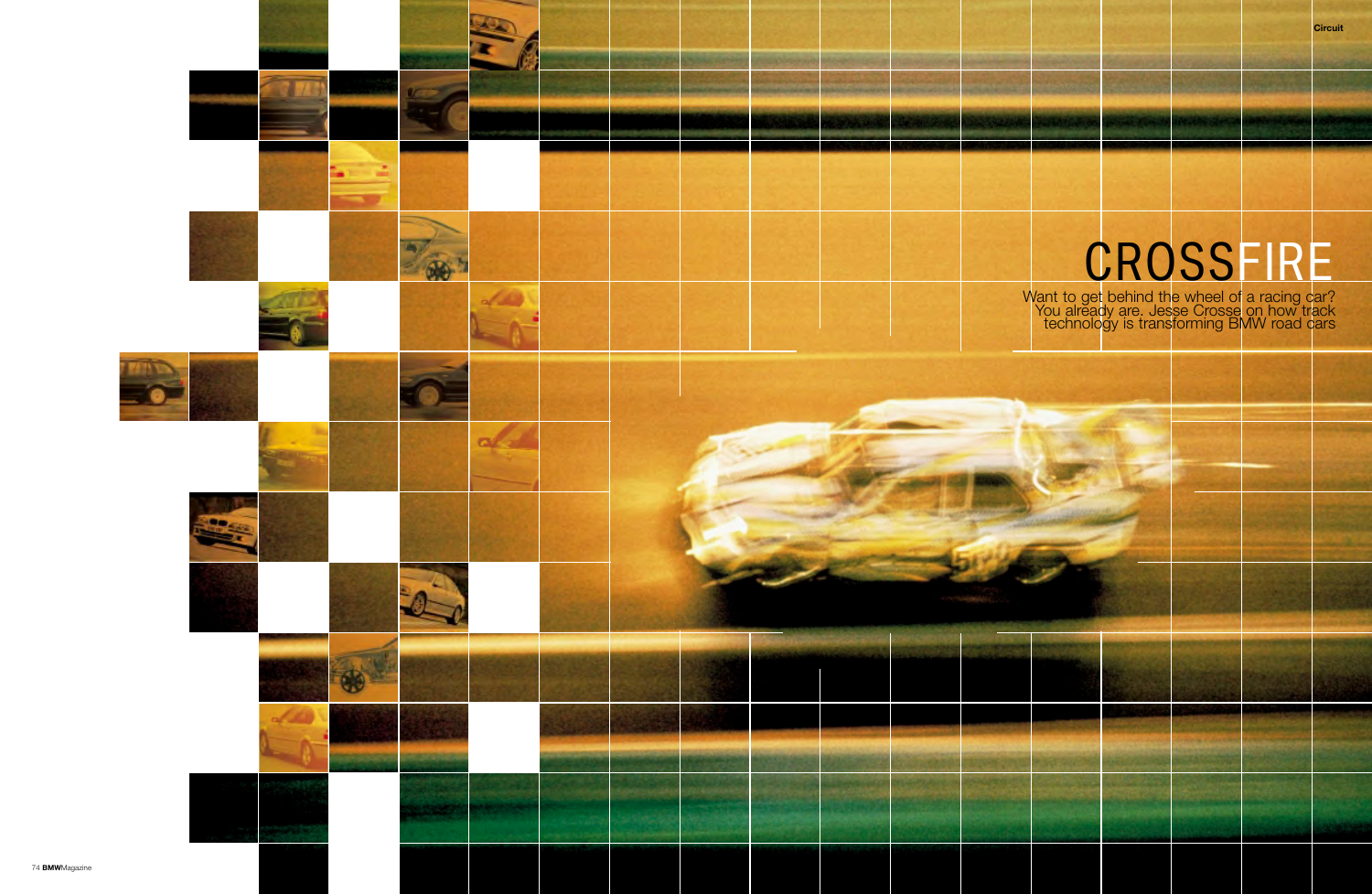# CROSSFIRE

Want to get behind the wheel of a racing car? You already are. Jesse Crosse on how track technology is transforming BMW road cars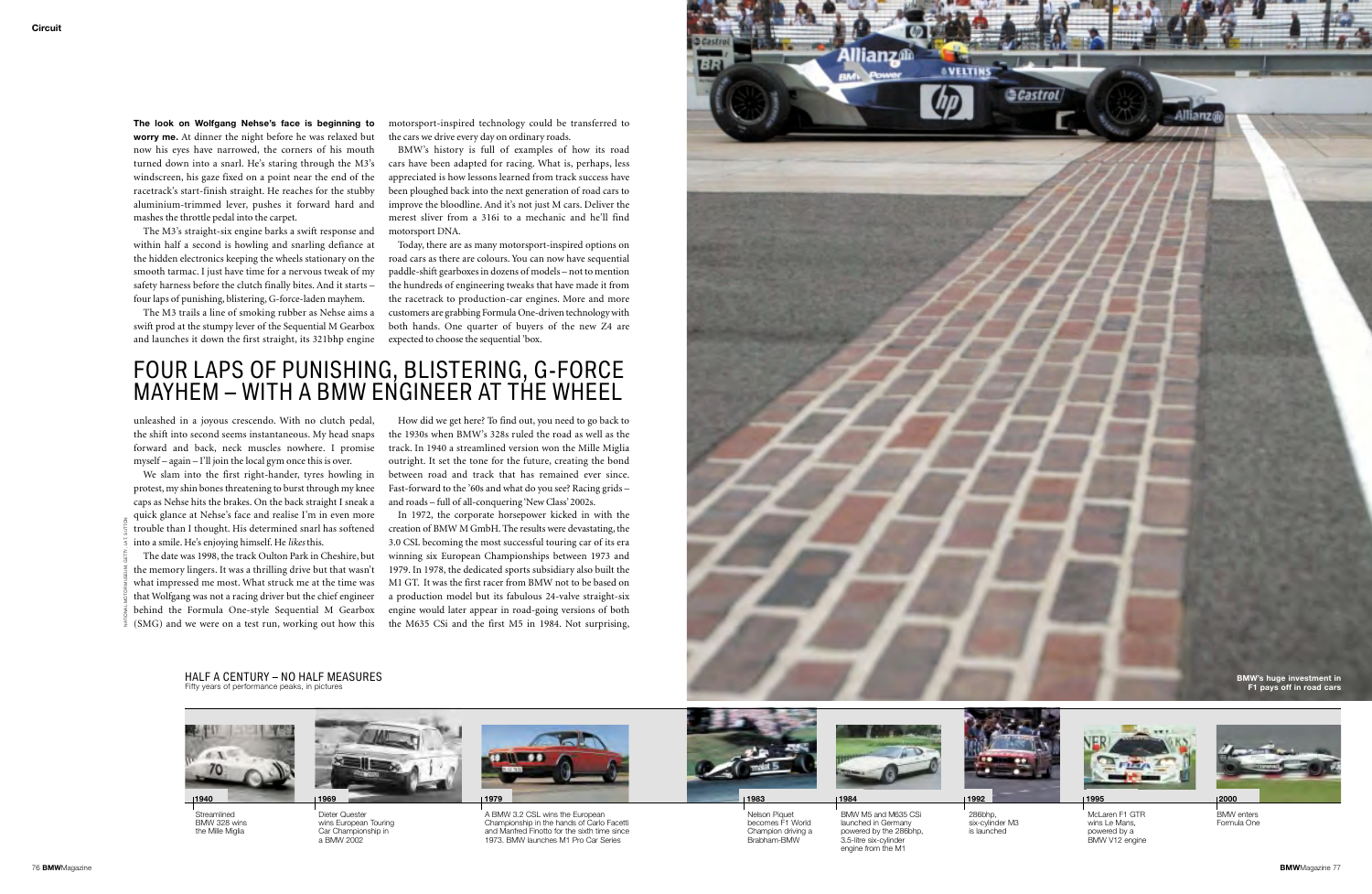**The look on Wolfgang Nehse's face is beginning to worry me.** At dinner the night before he was relaxed but now his eyes have narrowed, the corners of his mouth turned down into a snarl. He's staring through the M3's windscreen, his gaze fixed on a point near the end of the racetrack's start-finish straight. He reaches for the stubby aluminium-trimmed lever, pushes it forward hard and mashes the throttle pedal into the carpet.

The M3's straight-six engine barks a swift response and within half a second is howling and snarling defiance at the hidden electronics keeping the wheels stationary on the smooth tarmac. I just have time for a nervous tweak of my safety harness before the clutch finally bites. And it starts – four laps of punishing, blistering, G-force-laden mayhem.

The M3 trails a line of smoking rubber as Nehse aims a swift prod at the stumpy lever of the Sequential M Gearbox and launches it down the first straight, its 321bhp engine unleashed in a joyous crescendo. With no clutch pedal, the shift into second seems instantaneous. My head snaps forward and back, neck muscles nowhere. I promise myself – again – I'll join the local gym once this is over.

We slam into the first right-hander, tyres howling in protest, my shin bones threatening to burst through my knee caps as Nehse hits the brakes. On the back straight I sneak a quick glance at Nehse's face and realise I'm in even more trouble than I thought. His determined snarl has softened into a smile. He's enjoying himself. He *likes* this.

The date was 1998, the track Oulton Park in Cheshire, but the memory lingers. It was a thrilling drive but that wasn't what impressed me most. What struck me at the time was that Wolfgang was not a racing driver but the chief engineer behind the Formula One-style Sequential M Gearbox (SMG) and we were on a test run, working out how this motorsport-inspired technology could be transferred to the cars we drive every day on ordinary roads.

BMW's history is full of examples of how its road cars have been adapted for racing. What is, perhaps, less appreciated is how lessons learned from track success have been ploughed back into the next generation of road cars to improve the bloodline. And it's not just M cars. Deliver the merest sliver from a 316i to a mechanic and he'll find motorsport DNA.

Today, there are as many motorsport-inspired options on road cars as there are colours. You can now have sequential paddle-shift gearboxes in dozens of models – not to mention the hundreds of engineering tweaks that have made it from the racetrack to production-car engines. More and more customers are grabbing Formula One-driven technology with both hands. One quarter of buyers of the new Z4 are expected to choose the sequential 'box.

# FOUR LAPS OF PUNISHING, BLISTERING, G-FORCE MAYHEM – WITH A BMW ENGINEER AT THE WHEEL

How did we get here? To find out, you need to go back to the 1930s when BMW's 328s ruled the road as well as the track. In 1940 a streamlined version won the Mille Miglia outright. It set the tone for the future, creating the bond between road and track that has remained ever since. Fast-forward to the '60s and what do you see? Racing grids – and roads – full of all-conquering 'New Class' 2002s.

In 1972, the corporate horsepower kicked in with the creation of BMW M GmbH. The results were devastating, the 3.0 CSL becoming the most successful touring car of its era winning six European Championships between 1973 and 1979. In 1978, the dedicated sports subsidiary also built the M1 GT. It was the first racer from BMW not to be based on a production model but its fabulous 24-valve straight-six engine would later appear in road-going versions of both the M635 CSi and the first M5 in 1984. Not surprising,

NATIONAL MOTOR MUSEUM, GETTY, LAT, SUTTON

BMW's huge investment in F1 pays off in road cars

## HALF A CENTURY – NO HALF MEASURES

Fifty years of performance peaks, in pictures

- **1940** Streamlined BMW 328 wins the Mille Miglia
- **1969** Dieter Quester wins European Touring Car Championship in a BMW 2002
- **1979** A BMW 3.2 CSL wins the European Championship in the hands of Carlo Facetti and Manfred Finotto for the sixth time since 1973. BMW launches M1 Pro Car Series
- **1983** Nelson Piquet becomes F1 World Champion driving a Brabham-BMW
- **1984** BMW M5 and M635 CSi launched in Germany powered by the 286bhp, 3.5-litre six-cylinder engine from the M1
- **1992** 286bhp, six-cylinder M3 is launched
- **1995** McLaren F1 GTR wins Le Mans, powered by a BMW V12 engine
- **2000** BMW enters Formula One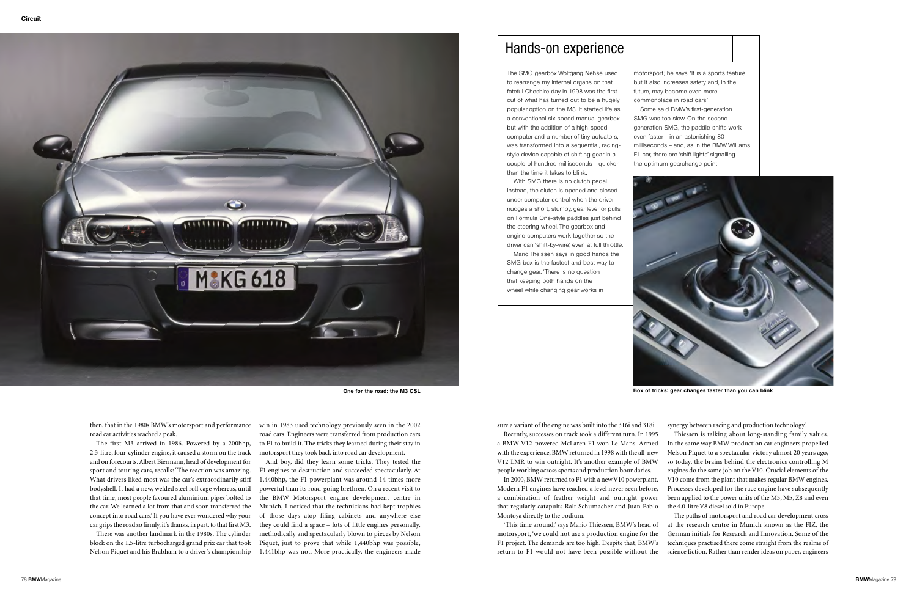One for the road: the M3 CSL

## Hands-on experience

The SMG gearbox Wolfgang Nehse used to rearrange my internal organs on that fateful Cheshire day in 1998 was the first cut of what has turned out to be a hugely popular option on the M3. It started life as a conventional six-speed manual gearbox but with the addition of a high-speed computer and a number of tiny actuators, was transformed into a sequential, racing-style device capable of shifting gear in a couple of hundred milliseconds – quicker than the time it takes to blink.

With SMG there is no clutch pedal. Instead, the clutch is opened and closed under computer control when the driver nudges a short, stumpy, gear lever or pulls on Formula One-style paddles just behind the steering wheel. The gearbox and engine computers work together so the driver can 'shift-by-wire', even at full throttle.

Mario Theissen says in good hands the SMG box is the fastest and best way to change gear. 'There is no question that keeping both hands on the wheel while changing gear works in motorsport,' he says. 'It is a sports feature but it also increases safety and, in the future, may become even more commonplace in road cars.'

Some said BMW's first-generation SMG was too slow. On the second-generation SMG, the paddle-shifts work even faster – in an astonishing 80 milliseconds – and, as in the BMW Williams F1 car, there are 'shift lights' signalling the optimum gearchange point.

Box of tricks: gear changes faster than you can blink

then, that in the 1980s BMW's motorsport and performance road car activities reached a peak.

The first M3 arrived in 1986. Powered by a 200bhp, 2.3-litre, four-cylinder engine, it caused a storm on the track and on forecourts. Albert Biermann, head of development for sport and touring cars, recalls: 'The reaction was amazing. What drivers liked most was the car's extraordinarily stiff bodyshell. It had a new, welded steel roll cage whereas, until that time, most people favoured aluminium pipes bolted to the car. We learned a lot from that and soon transferred the concept into road cars.' If you have ever wondered why your car grips the road so firmly, it's thanks, in part, to that first M3.

There was another landmark in the 1980s. The cylinder block on the 1.5-litre turbocharged grand prix car that took Nelson Piquet and his Brabham to a driver's championship win in 1983 used technology previously seen in the 2002 road cars. Engineers were transferred from production cars to F1 to build it. The tricks they learned during their stay in motorsport they took back into road car development.

And boy, did they learn some tricks. They tested the F1 engines to destruction and succeeded spectacularly. At 1,440bhp, the F1 powerplant was around 14 times more powerful than its road-going brethren. On a recent visit to the BMW Motorsport engine development centre in Munich, I noticed that the technicians had kept trophies of those days atop filing cabinets and anywhere else they could find a space – lots of little engines personally, methodically and spectacularly blown to pieces by Nelson Piquet, just to prove that while 1,440bhp was possible, 1,441bhp was not. More practically, the engineers made sure a variant of the engine was built into the 316i and 318i.

Recently, successes on track took a different turn. In 1995 a BMW V12-powered McLaren F1 won Le Mans. Armed with the experience, BMW returned in 1998 with the all-new V12 LMR to win outright. It's another example of BMW people working across sports and production boundaries.

In 2000, BMW returned to F1 with a new V10 powerplant. Modern F1 engines have reached a level never seen before, a combination of feather weight and outright power that regularly catapults Ralf Schumacher and Juan Pablo Montoya directly to the podium.

'This time around,' says Mario Thiessen, BMW's head of motorsport, 'we could not use a production engine for the F1 project. The demands are too high. Despite that, BMW's return to F1 would not have been possible without the synergy between racing and production technology.'

Thiessen is talking about long-standing family values. In the same way BMW production car engineers propelled Nelson Piquet to a spectacular victory almost 20 years ago, so today, the brains behind the electronics controlling M engines do the same job on the V10. Crucial elements of the V10 come from the plant that makes regular BMW engines. Processes developed for the race engine have subsequently been applied to the power units of the M3, M5, Z8 and even the 4.0-litre V8 diesel sold in Europe.

The paths of motorsport and road car development cross at the research centre in Munich known as the FIZ, the German initials for Research and Innovation. Some of the techniques practised there come straight from the realms of science fiction. Rather than render ideas on paper, engineers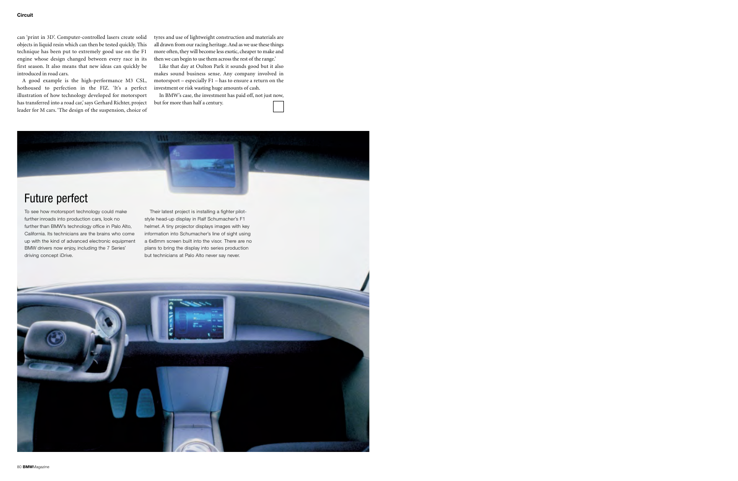can 'print in 3D'. Computer-controlled lasers create solid objects in liquid resin which can then be tested quickly. This technique has been put to extremely good use on the F1 engine whose design changed between every race in its first season. It also means that new ideas can quickly be introduced in road cars.

A good example is the high-performance M3 CSL, hothoused to perfection in the FIZ. 'It's a perfect illustration of how technology developed for motorsport has transferred into a road car,' says Gerhard Richter, project leader for M cars. 'The design of the suspension, choice of tyres and use of lightweight construction and materials are all drawn from our racing heritage. And as we use these things more often, they will become less exotic, cheaper to make and then we can begin to use them across the rest of the range.'

Like that day at Oulton Park it sounds good but it also makes sound business sense. Any company involved in motorsport – especially F1 – has to ensure a return on the investment or risk wasting huge amounts of cash.

In BMW's case, the investment has paid off, not just now, but for more than half a century.

## Future perfect

To see how motorsport technology could make further inroads into production cars, look no further than BMW's technology office in Palo Alto, California. Its technicians are the brains who come up with the kind of advanced electronic equipment BMW drivers now enjoy, including the 7 Series' driving concept iDrive.

Their latest project is installing a fighter pilot-style head-up display in Ralf Schumacher's F1 helmet. A tiny projector displays images with key information into Schumacher's line of sight using a 6x8mm screen built into the visor. There are no plans to bring the display into series production but technicians at Palo Alto never say never.